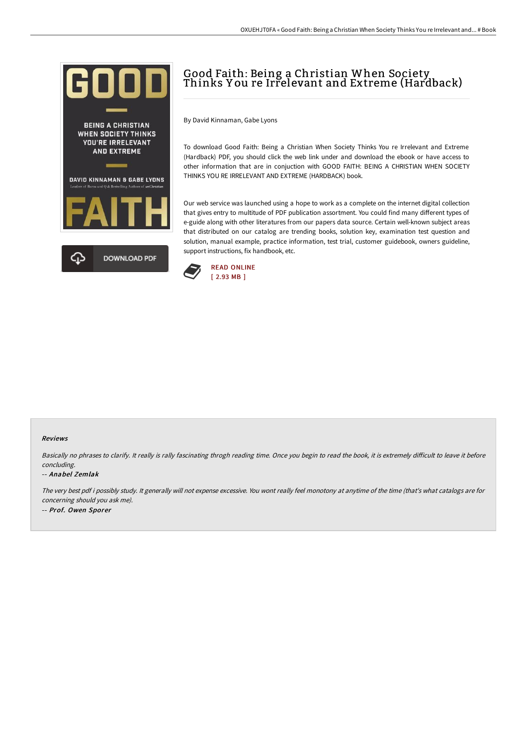# Good Faith: Being a Christian When Society Thinks You re Irrelevant and Extreme (Hardback)

By David Kinnaman, Gabe Lyons

To download Good Faith: Being a Christian When Society Thinks You re Irrelevant and Extreme (Hardback) PDF, you should click the web link under and download the ebook or have access to other information that are in conjuction with GOOD FAITH: BEING A CHRISTIAN WHEN SOCIETY THINKS YOU RE IRRELEVANT AND EXTREME (HARDBACK) book.

Our web service was launched using a hope to work as a complete on the internet digital collection that gives entry to multitude of PDF publication assortment. You could find many different types of e-guide along with other literatures from our papers data source. Certain well-known subject areas that distributed on our catalog are trending books, solution key, examination test question and solution, manual example, practice information, test trial, customer guidebook, owners guideline, support instructions, fix handbook, etc.

READ ONLINE
[ 2.93 MB ]

DOWNLOAD PDF

## Reviews

*Basically no phrases to clarify. It really is rally fascinating throgh reading time. Once you begin to read the book, it is extremely difficult to leave it before concluding.*

*-- Anabel Zemlak*

*The very best pdf i possibly study. It generally will not expense excessive. You wont really feel monotony at anytime of the time (that's what catalogs are for concerning should you ask me).*

*-- Prof. Owen Sporer*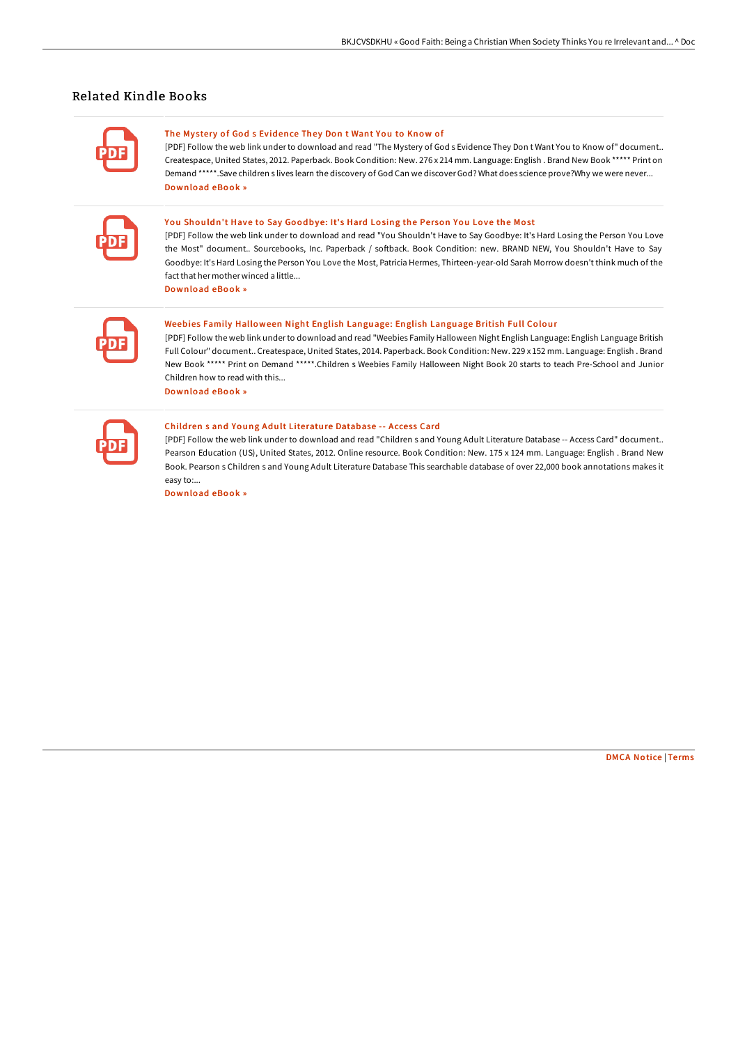## Related Kindle Books

### The Mystery of God s Evidence They Don t Want You to Know of

[PDF] Follow the web link under to download and read "The Mystery of God s Evidence They Don t Want You to Know of" document.. Createspace, United States, 2012. Paperback. Book Condition: New. 276 x 214 mm. Language: English . Brand New Book ***** Print on Demand *****.Save children s lives learn the discovery of God Can we discover God? What does science prove?Why we were never...

Download eBook »

### You Shouldn't Have to Say Goodbye: It's Hard Losing the Person You Love the Most

[PDF] Follow the web link under to download and read "You Shouldn't Have to Say Goodbye: It's Hard Losing the Person You Love the Most" document.. Sourcebooks, Inc. Paperback / softback. Book Condition: new. BRAND NEW, You Shouldn't Have to Say Goodbye: It's Hard Losing the Person You Love the Most, Patricia Hermes, Thirteen-year-old Sarah Morrow doesn't think much of the fact that her mother winced a little...

Download eBook »

### Weebies Family Halloween Night English Language: English Language British Full Colour

[PDF] Follow the web link under to download and read "Weebies Family Halloween Night English Language: English Language British Full Colour" document.. Createspace, United States, 2014. Paperback. Book Condition: New. 229 x 152 mm. Language: English . Brand New Book ***** Print on Demand *****.Children s Weebies Family Halloween Night Book 20 starts to teach Pre-School and Junior Children how to read with this...

Download eBook »

### Children s and Young Adult Literature Database -- Access Card

[PDF] Follow the web link under to download and read "Children s and Young Adult Literature Database -- Access Card" document.. Pearson Education (US), United States, 2012. Online resource. Book Condition: New. 175 x 124 mm. Language: English . Brand New Book. Pearson s Children s and Young Adult Literature Database This searchable database of over 22,000 book annotations makes it easy to:...

Download eBook »

DMCA Notice | Terms